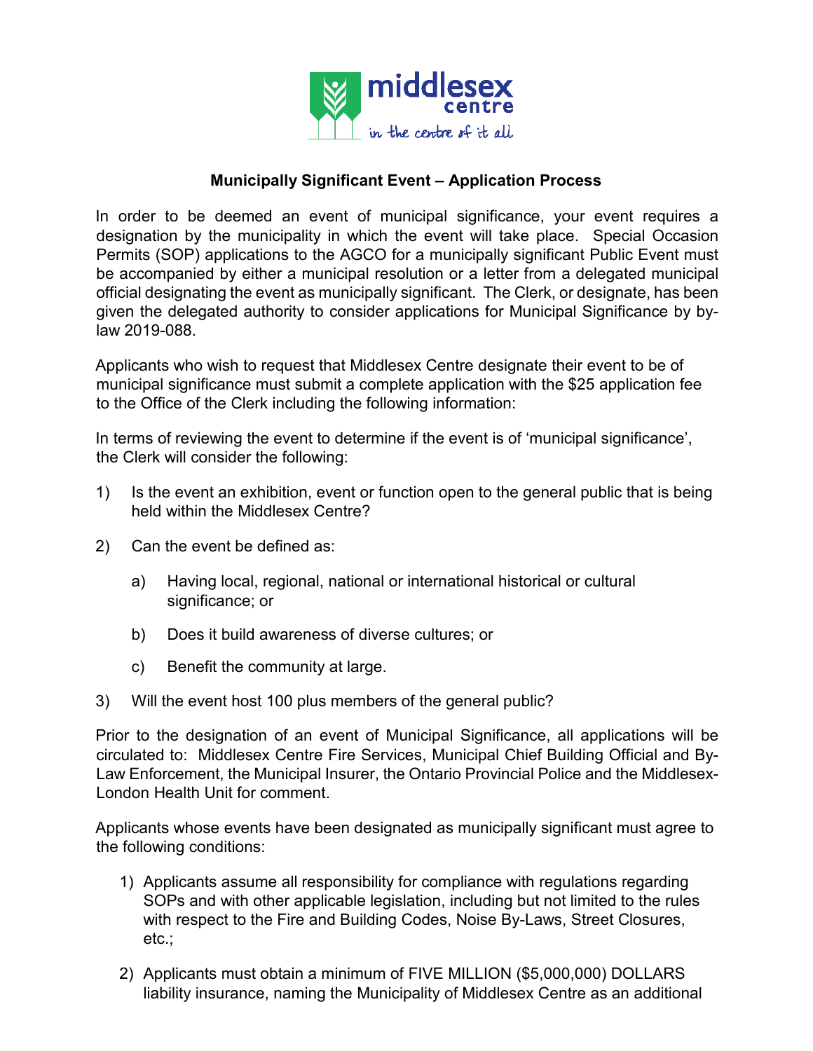middlesex centre

*in the centre of it all*

## Municipally Significant Event – Application Process

In order to be deemed an event of municipal significance, your event requires a designation by the municipality in which the event will take place. Special Occasion Permits (SOP) applications to the AGCO for a municipally significant Public Event must be accompanied by either a municipal resolution or a letter from a delegated municipal official designating the event as municipally significant. The Clerk, or designate, has been given the delegated authority to consider applications for Municipal Significance by by-law 2019-088.

Applicants who wish to request that Middlesex Centre designate their event to be of municipal significance must submit a complete application with the $25 application fee to the Office of the Clerk including the following information:

In terms of reviewing the event to determine if the event is of 'municipal significance', the Clerk will consider the following:

1) Is the event an exhibition, event or function open to the general public that is being held within the Middlesex Centre?

2) Can the event be defined as:

   a) Having local, regional, national or international historical or cultural significance; or

   b) Does it build awareness of diverse cultures; or

   c) Benefit the community at large.

3) Will the event host 100 plus members of the general public?

Prior to the designation of an event of Municipal Significance, all applications will be circulated to: Middlesex Centre Fire Services, Municipal Chief Building Official and By-Law Enforcement, the Municipal Insurer, the Ontario Provincial Police and the Middlesex-London Health Unit for comment.

Applicants whose events have been designated as municipally significant must agree to the following conditions:

1) Applicants assume all responsibility for compliance with regulations regarding SOPs and with other applicable legislation, including but not limited to the rules with respect to the Fire and Building Codes, Noise By-Laws, Street Closures, etc.;

2) Applicants must obtain a minimum of FIVE MILLION ($5,000,000) DOLLARS liability insurance, naming the Municipality of Middlesex Centre as an additional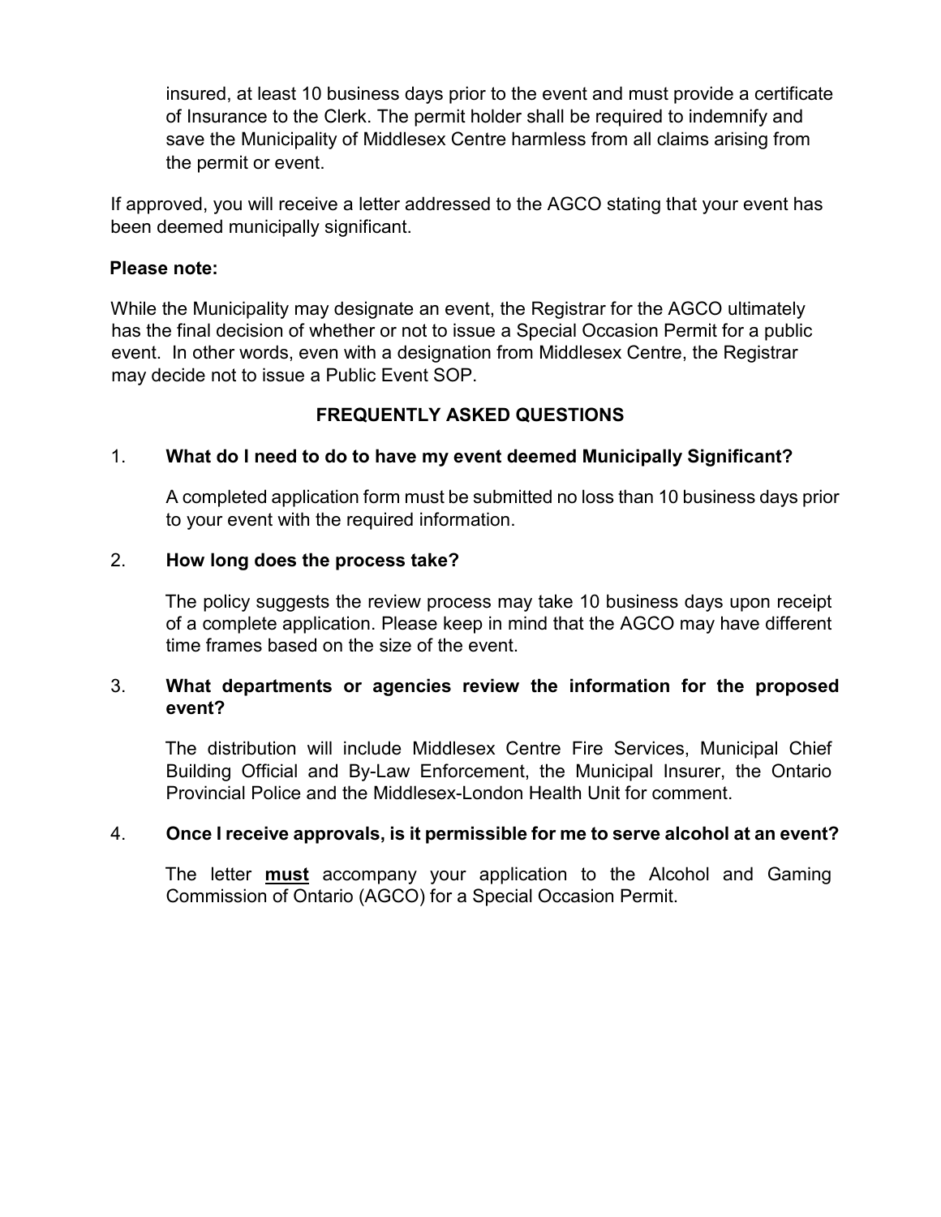insured, at least 10 business days prior to the event and must provide a certificate of Insurance to the Clerk. The permit holder shall be required to indemnify and save the Municipality of Middlesex Centre harmless from all claims arising from the permit or event.

If approved, you will receive a letter addressed to the AGCO stating that your event has been deemed municipally significant.

**Please note:**

While the Municipality may designate an event, the Registrar for the AGCO ultimately has the final decision of whether or not to issue a Special Occasion Permit for a public event. In other words, even with a designation from Middlesex Centre, the Registrar may decide not to issue a Public Event SOP.

## FREQUENTLY ASKED QUESTIONS

1. **What do I need to do to have my event deemed Municipally Significant?**

   A completed application form must be submitted no loss than 10 business days prior to your event with the required information.

2. **How long does the process take?**

   The policy suggests the review process may take 10 business days upon receipt of a complete application. Please keep in mind that the AGCO may have different time frames based on the size of the event.

3. **What departments or agencies review the information for the proposed event?**

   The distribution will include Middlesex Centre Fire Services, Municipal Chief Building Official and By-Law Enforcement, the Municipal Insurer, the Ontario Provincial Police and the Middlesex-London Health Unit for comment.

4. **Once I receive approvals, is it permissible for me to serve alcohol at an event?**

   The letter **must** accompany your application to the Alcohol and Gaming Commission of Ontario (AGCO) for a Special Occasion Permit.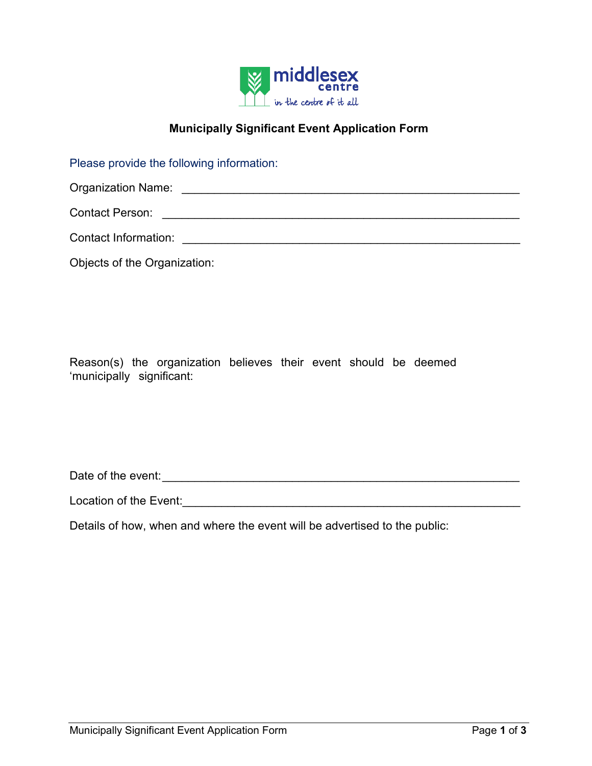# Municipally Significant Event Application Form

Please provide the following information:

Organization Name: _______________________________________________________

Contact Person: _________________________________________________________

Contact Information: _____________________________________________________

Objects of the Organization:

Reason(s) the organization believes their event should be deemed 'municipally significant:

Date of the event:_________________________________________________________

Location of the Event:_____________________________________________________

Details of how, when and where the event will be advertised to the public: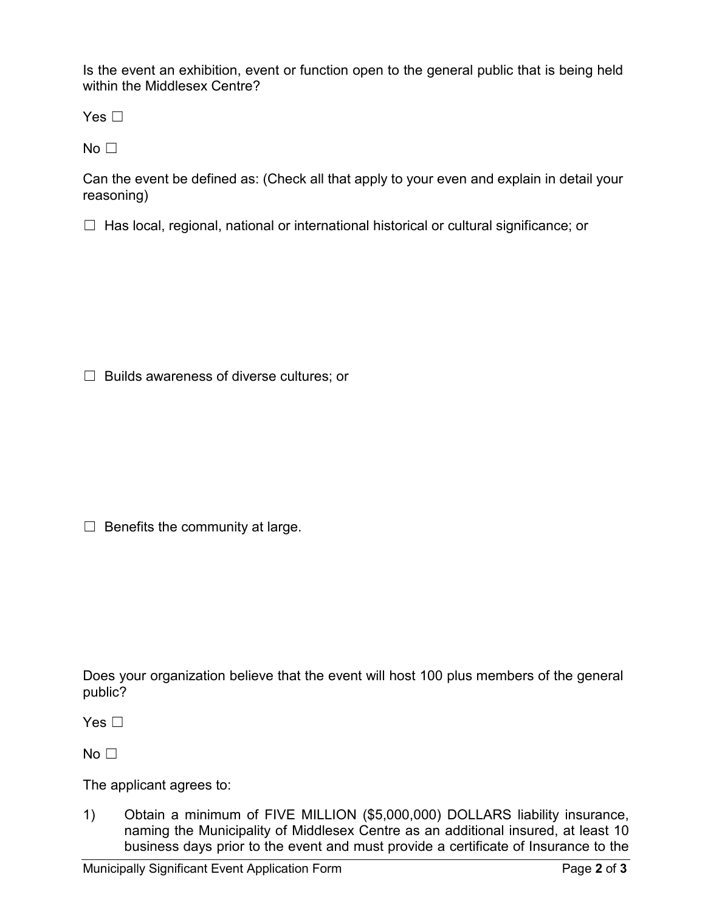Is the event an exhibition, event or function open to the general public that is being held within the Middlesex Centre?

Yes ☐

No ☐

Can the event be defined as: (Check all that apply to your even and explain in detail your reasoning)

☐ Has local, regional, national or international historical or cultural significance; or

☐ Builds awareness of diverse cultures; or

☐ Benefits the community at large.

Does your organization believe that the event will host 100 plus members of the general public?

Yes ☐

No ☐

The applicant agrees to:

1) Obtain a minimum of FIVE MILLION ($5,000,000) DOLLARS liability insurance, naming the Municipality of Middlesex Centre as an additional insured, at least 10 business days prior to the event and must provide a certificate of Insurance to the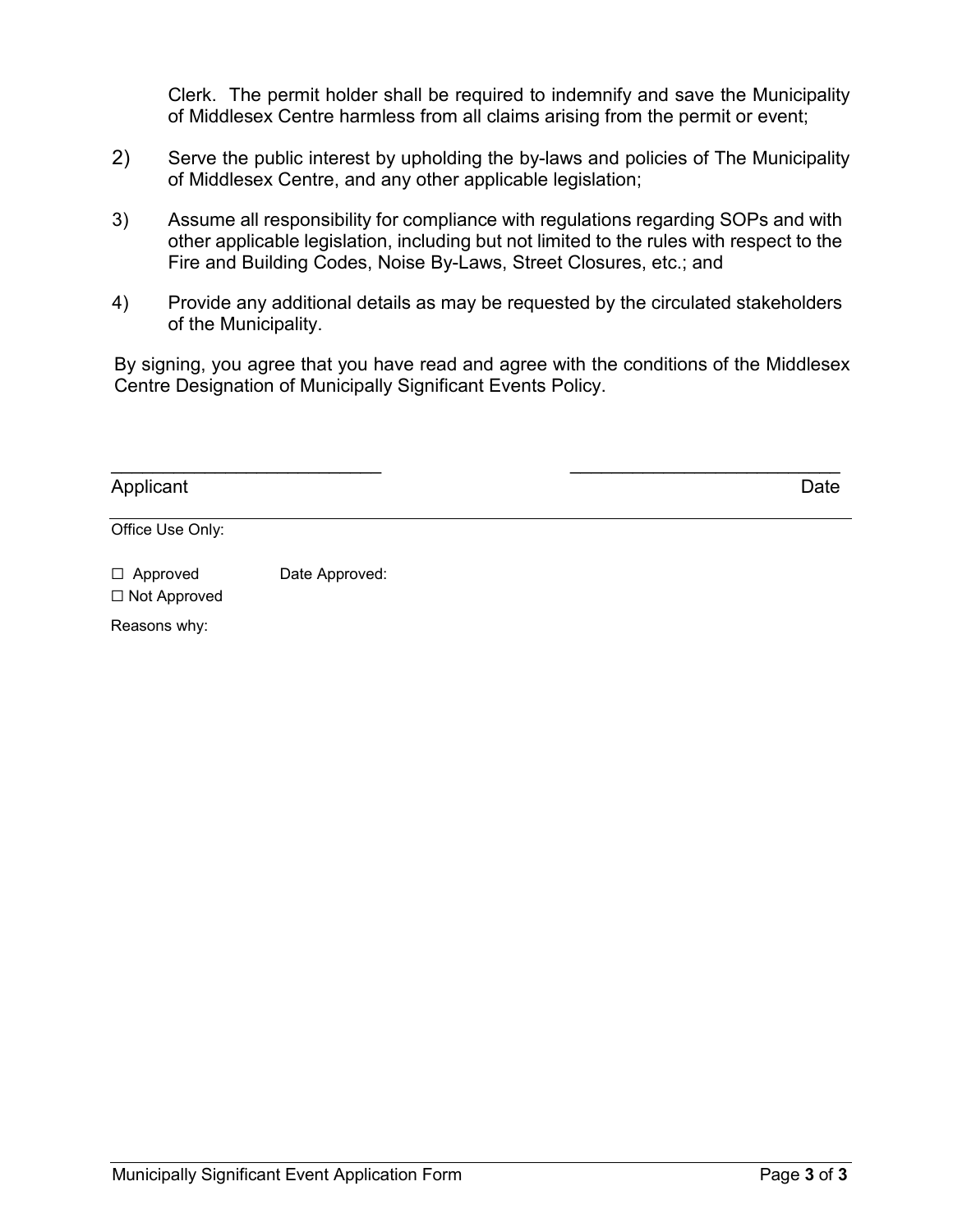Clerk. The permit holder shall be required to indemnify and save the Municipality of Middlesex Centre harmless from all claims arising from the permit or event;

2) Serve the public interest by upholding the by-laws and policies of The Municipality of Middlesex Centre, and any other applicable legislation;

3) Assume all responsibility for compliance with regulations regarding SOPs and with other applicable legislation, including but not limited to the rules with respect to the Fire and Building Codes, Noise By-Laws, Street Closures, etc.; and

4) Provide any additional details as may be requested by the circulated stakeholders of the Municipality.

By signing, you agree that you have read and agree with the conditions of the Middlesex Centre Designation of Municipally Significant Events Policy.

___________________________ ___________________________

Applicant Date

---

Office Use Only:

☐ Approved Date Approved:

☐ Not Approved

Reasons why: